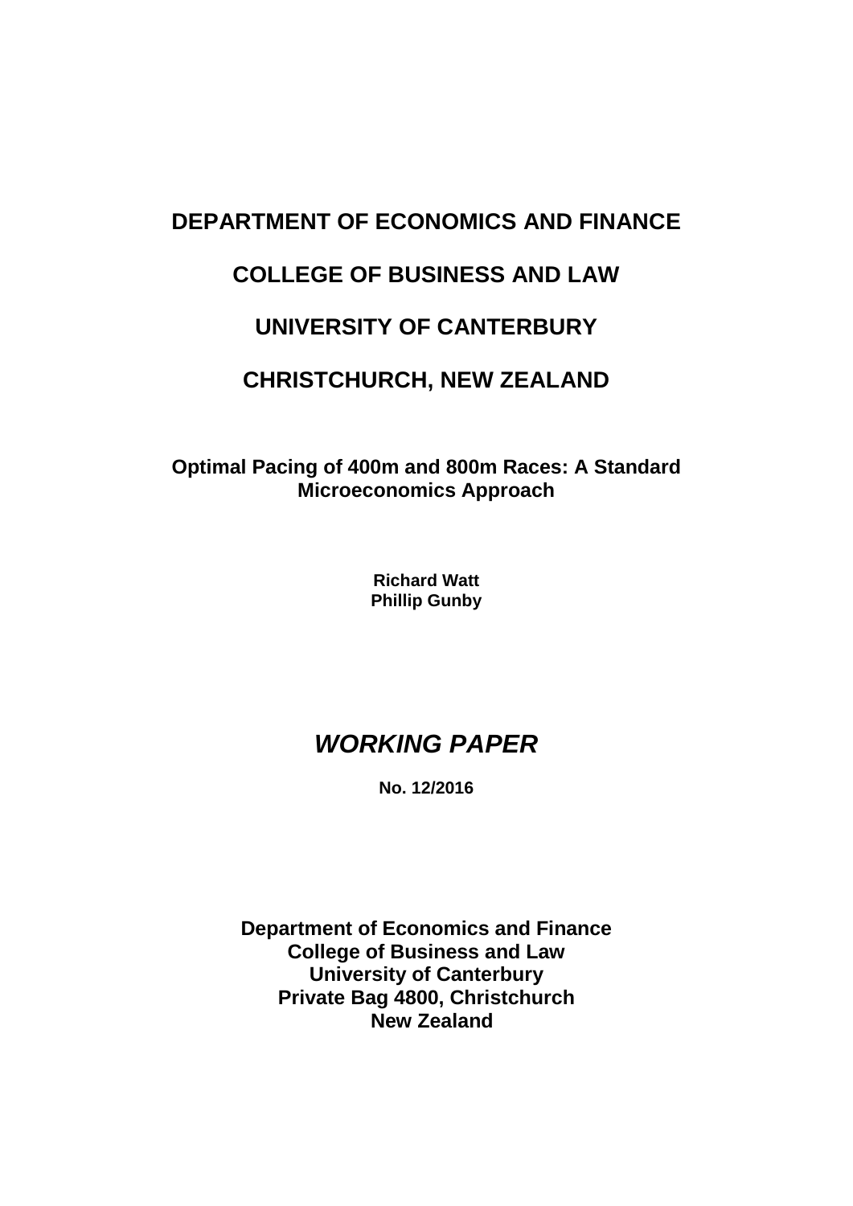# DEPARTMENT OF ECONOMICS AND FINANCE

# COLLEGE OF BUSINESS AND LAW

# UNIVERSITY OF CANTERBURY

# CHRISTCHURCH, NEW ZEALAND

## Optimal Pacing of 400m and 800m Races: A Standard Microeconomics Approach

**Richard Watt**
**Phillip Gunby**

# *WORKING PAPER*

**No. 12/2016**

**Department of Economics and Finance**
**College of Business and Law**
**University of Canterbury**
**Private Bag 4800, Christchurch**
**New Zealand**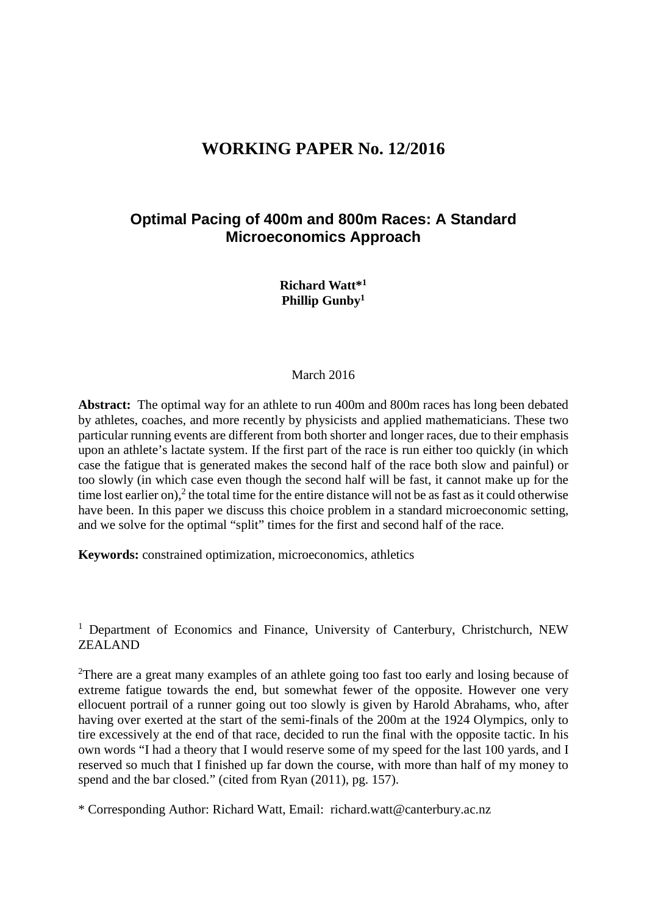# WORKING PAPER No. 12/2016

## Optimal Pacing of 400m and 800m Races: A Standard Microeconomics Approach

**Richard Watt*[1]**
**Phillip Gunby[1]**

March 2016

**Abstract:** The optimal way for an athlete to run 400m and 800m races has long been debated by athletes, coaches, and more recently by physicists and applied mathematicians. These two particular running events are different from both shorter and longer races, due to their emphasis upon an athlete's lactate system. If the first part of the race is run either too quickly (in which case the fatigue that is generated makes the second half of the race both slow and painful) or too slowly (in which case even though the second half will be fast, it cannot make up for the time lost earlier on),[2] the total time for the entire distance will not be as fast as it could otherwise have been. In this paper we discuss this choice problem in a standard microeconomic setting, and we solve for the optimal "split" times for the first and second half of the race.

**Keywords:** constrained optimization, microeconomics, athletics

[1] Department of Economics and Finance, University of Canterbury, Christchurch, NEW ZEALAND

[2]There are a great many examples of an athlete going too fast too early and losing because of extreme fatigue towards the end, but somewhat fewer of the opposite. However one very ellocuent portrail of a runner going out too slowly is given by Harold Abrahams, who, after having over exerted at the start of the semi-finals of the 200m at the 1924 Olympics, only to tire excessively at the end of that race, decided to run the final with the opposite tactic. In his own words "I had a theory that I would reserve some of my speed for the last 100 yards, and I reserved so much that I finished up far down the course, with more than half of my money to spend and the bar closed." (cited from Ryan (2011), pg. 157).

\* Corresponding Author: Richard Watt, Email: richard.watt@canterbury.ac.nz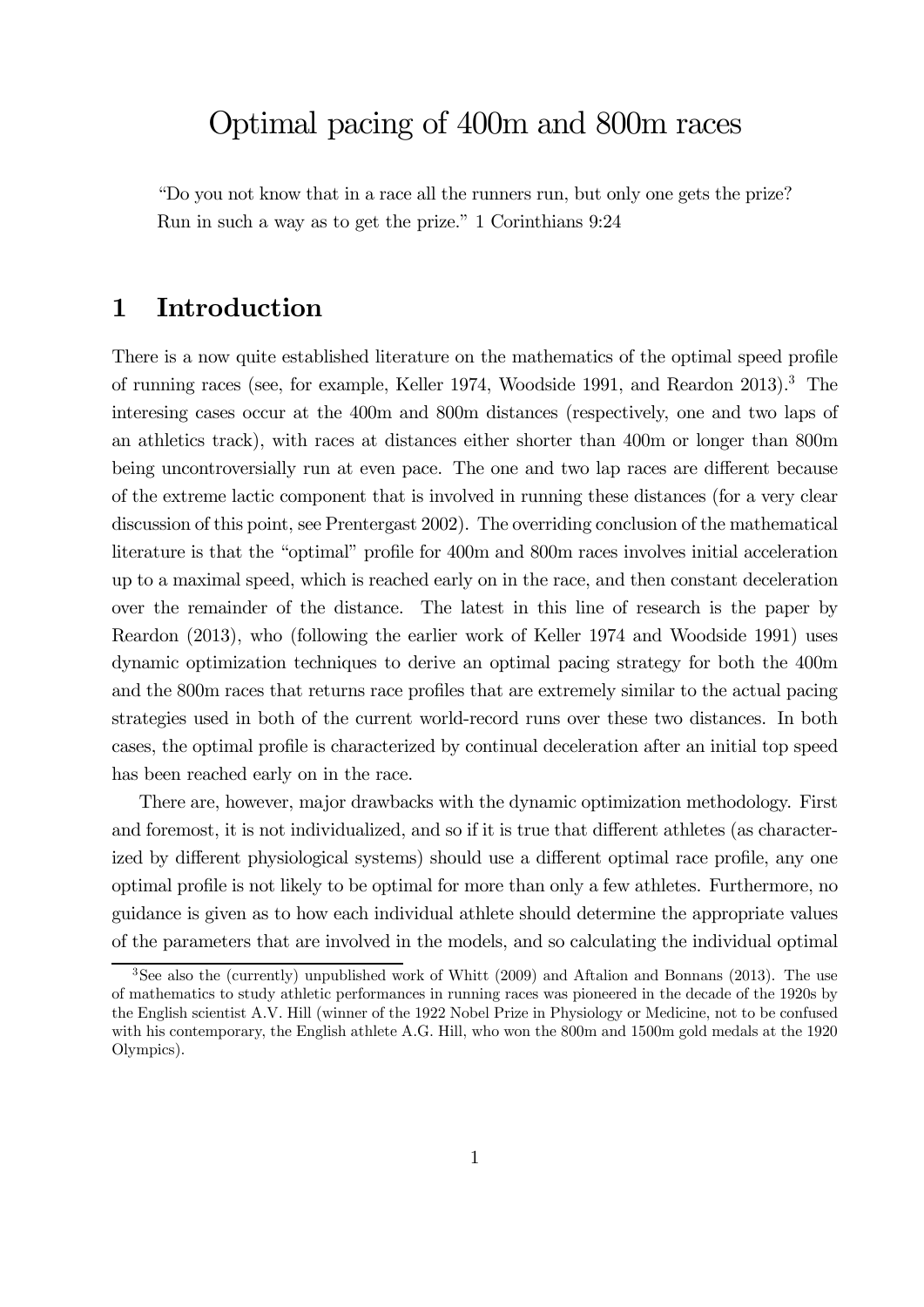# Optimal pacing of 400m and 800m races

"Do you not know that in a race all the runners run, but only one gets the prize? Run in such a way as to get the prize." 1 Corinthians 9:24

## 1 Introduction

There is a now quite established literature on the mathematics of the optimal speed profile of running races (see, for example, Keller 1974, Woodside 1991, and Reardon 2013).[3] The interesing cases occur at the 400m and 800m distances (respectively, one and two laps of an athletics track), with races at distances either shorter than 400m or longer than 800m being uncontroversially run at even pace. The one and two lap races are different because of the extreme lactic component that is involved in running these distances (for a very clear discussion of this point, see Prentergast 2002). The overriding conclusion of the mathematical literature is that the "optimal" profile for 400m and 800m races involves initial acceleration up to a maximal speed, which is reached early on in the race, and then constant deceleration over the remainder of the distance. The latest in this line of research is the paper by Reardon (2013), who (following the earlier work of Keller 1974 and Woodside 1991) uses dynamic optimization techniques to derive an optimal pacing strategy for both the 400m and the 800m races that returns race profiles that are extremely similar to the actual pacing strategies used in both of the current world-record runs over these two distances. In both cases, the optimal profile is characterized by continual deceleration after an initial top speed has been reached early on in the race.

There are, however, major drawbacks with the dynamic optimization methodology. First and foremost, it is not individualized, and so if it is true that different athletes (as characterized by different physiological systems) should use a different optimal race profile, any one optimal profile is not likely to be optimal for more than only a few athletes. Furthermore, no guidance is given as to how each individual athlete should determine the appropriate values of the parameters that are involved in the models, and so calculating the individual optimal

[3] See also the (currently) unpublished work of Whitt (2009) and Aftalion and Bonnans (2013). The use of mathematics to study athletic performances in running races was pioneered in the decade of the 1920s by the English scientist A.V. Hill (winner of the 1922 Nobel Prize in Physiology or Medicine, not to be confused with his contemporary, the English athlete A.G. Hill, who won the 800m and 1500m gold medals at the 1920 Olympics).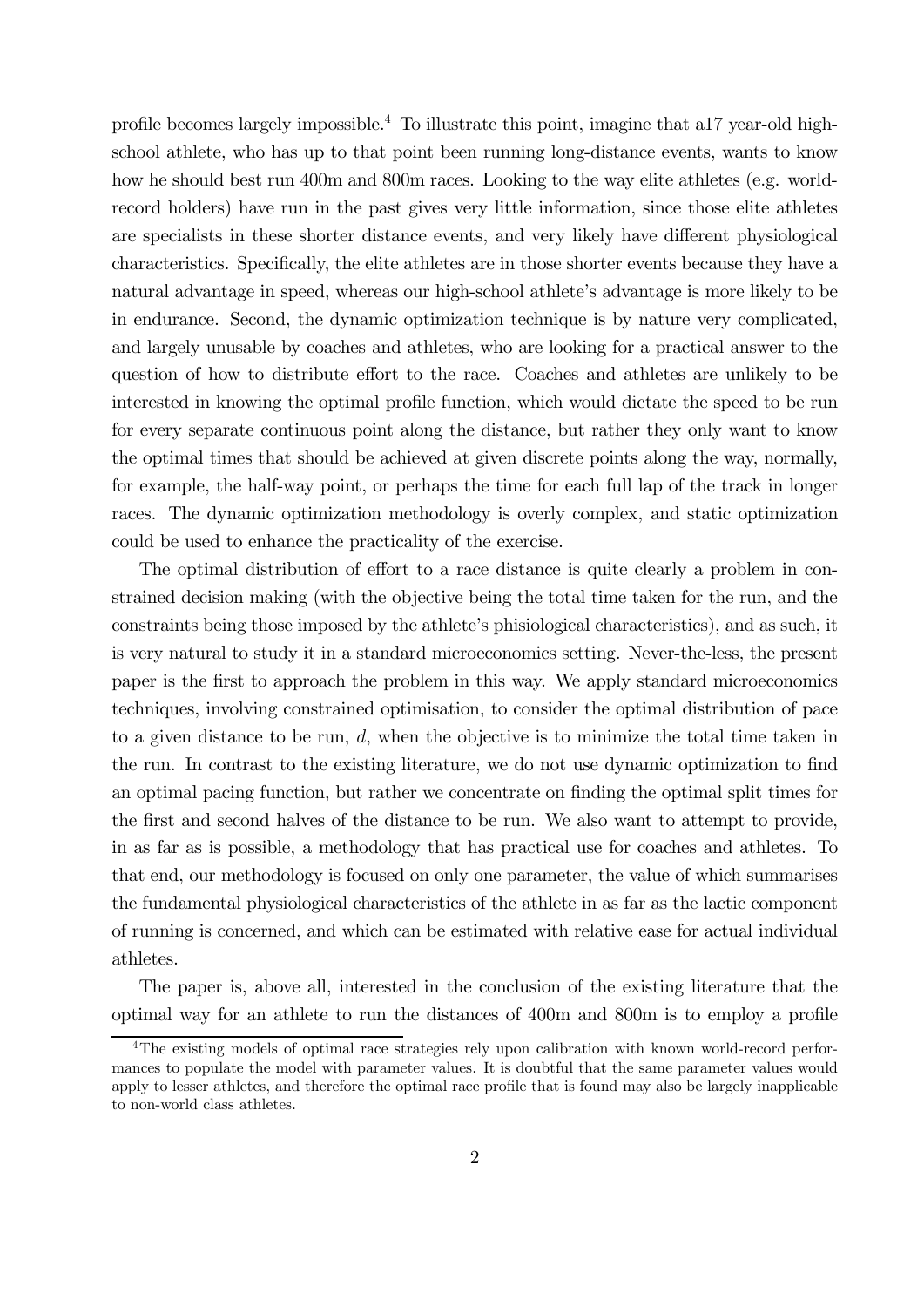profile becomes largely impossible.[4] To illustrate this point, imagine that a17 year-old high-school athlete, who has up to that point been running long-distance events, wants to know how he should best run 400m and 800m races. Looking to the way elite athletes (e.g. world-record holders) have run in the past gives very little information, since those elite athletes are specialists in these shorter distance events, and very likely have different physiological characteristics. Specifically, the elite athletes are in those shorter events because they have a natural advantage in speed, whereas our high-school athlete's advantage is more likely to be in endurance. Second, the dynamic optimization technique is by nature very complicated, and largely unusable by coaches and athletes, who are looking for a practical answer to the question of how to distribute effort to the race. Coaches and athletes are unlikely to be interested in knowing the optimal profile function, which would dictate the speed to be run for every separate continuous point along the distance, but rather they only want to know the optimal times that should be achieved at given discrete points along the way, normally, for example, the half-way point, or perhaps the time for each full lap of the track in longer races. The dynamic optimization methodology is overly complex, and static optimization could be used to enhance the practicality of the exercise.

The optimal distribution of effort to a race distance is quite clearly a problem in constrained decision making (with the objective being the total time taken for the run, and the constraints being those imposed by the athlete's phisiological characteristics), and as such, it is very natural to study it in a standard microeconomics setting. Never-the-less, the present paper is the first to approach the problem in this way. We apply standard microeconomics techniques, involving constrained optimisation, to consider the optimal distribution of pace to a given distance to be run, $d$, when the objective is to minimize the total time taken in the run. In contrast to the existing literature, we do not use dynamic optimization to find an optimal pacing function, but rather we concentrate on finding the optimal split times for the first and second halves of the distance to be run. We also want to attempt to provide, in as far as is possible, a methodology that has practical use for coaches and athletes. To that end, our methodology is focused on only one parameter, the value of which summarises the fundamental physiological characteristics of the athlete in as far as the lactic component of running is concerned, and which can be estimated with relative ease for actual individual athletes.

The paper is, above all, interested in the conclusion of the existing literature that the optimal way for an athlete to run the distances of 400m and 800m is to employ a profile

[4] The existing models of optimal race strategies rely upon calibration with known world-record performances to populate the model with parameter values. It is doubtful that the same parameter values would apply to lesser athletes, and therefore the optimal race profile that is found may also be largely inapplicable to non-world class athletes.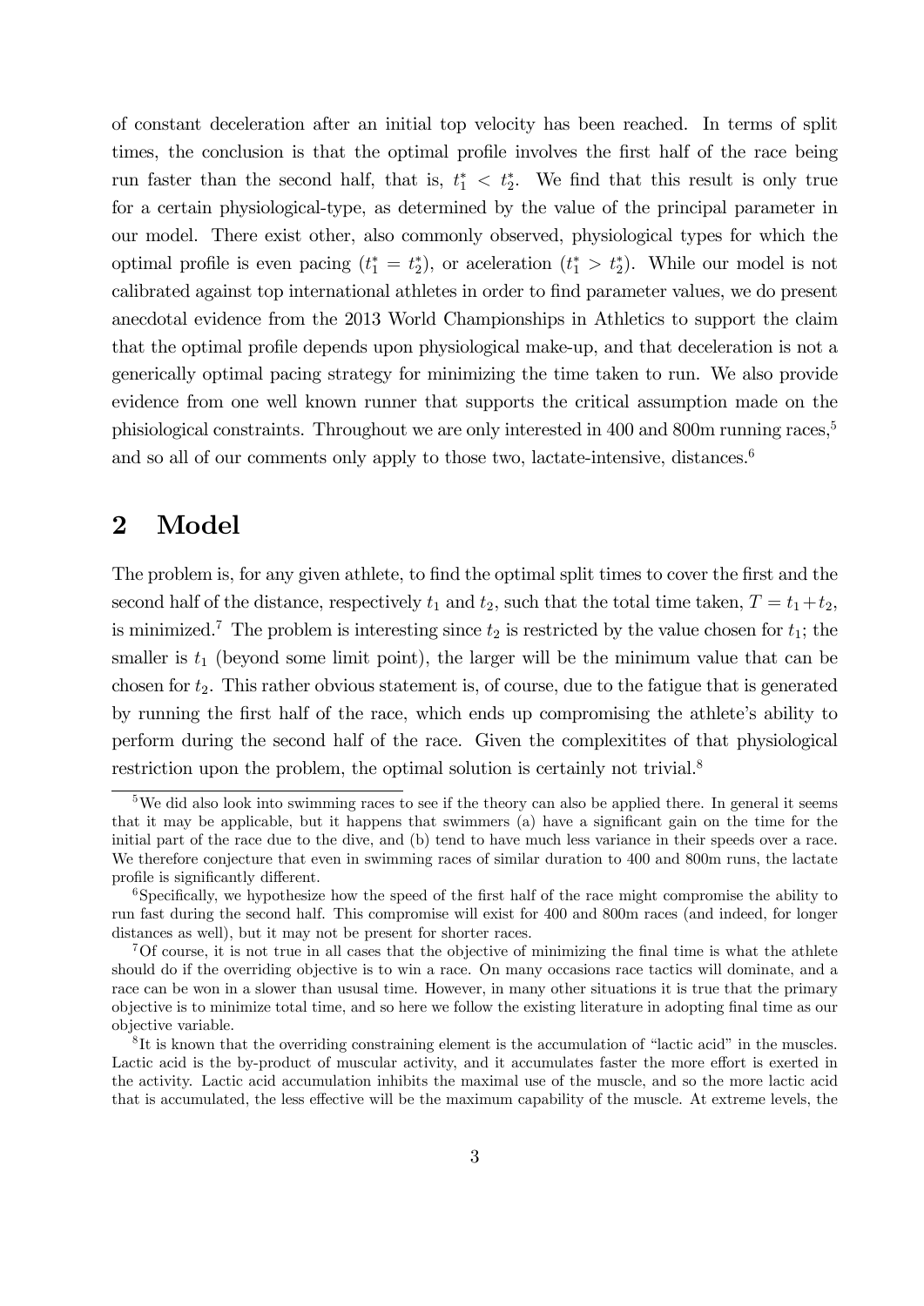of constant deceleration after an initial top velocity has been reached. In terms of split times, the conclusion is that the optimal profile involves the first half of the race being run faster than the second half, that is, $t_1^* < t_2^*$. We find that this result is only true for a certain physiological-type, as determined by the value of the principal parameter in our model. There exist other, also commonly observed, physiological types for which the optimal profile is even pacing ($t_1^* = t_2^*$), or aceleration ($t_1^* > t_2^*$). While our model is not calibrated against top international athletes in order to find parameter values, we do present anecdotal evidence from the 2013 World Championships in Athletics to support the claim that the optimal profile depends upon physiological make-up, and that deceleration is not a generically optimal pacing strategy for minimizing the time taken to run. We also provide evidence from one well known runner that supports the critical assumption made on the phisiological constraints. Throughout we are only interested in 400 and 800m running races,[5] and so all of our comments only apply to those two, lactate-intensive, distances.[6]

## 2 Model

The problem is, for any given athlete, to find the optimal split times to cover the first and the second half of the distance, respectively $t_1$ and $t_2$, such that the total time taken, $T = t_1 + t_2$, is minimized.[7] The problem is interesting since $t_2$ is restricted by the value chosen for $t_1$; the smaller is $t_1$ (beyond some limit point), the larger will be the minimum value that can be chosen for $t_2$. This rather obvious statement is, of course, due to the fatigue that is generated by running the first half of the race, which ends up compromising the athlete's ability to perform during the second half of the race. Given the complexitites of that physiological restriction upon the problem, the optimal solution is certainly not trivial.[8]

---

[5] We did also look into swimming races to see if the theory can also be applied there. In general it seems that it may be applicable, but it happens that swimmers (a) have a significant gain on the time for the initial part of the race due to the dive, and (b) tend to have much less variance in their speeds over a race. We therefore conjecture that even in swimming races of similar duration to 400 and 800m runs, the lactate profile is significantly different.

[6] Specifically, we hypothesize how the speed of the first half of the race might compromise the ability to run fast during the second half. This compromise will exist for 400 and 800m races (and indeed, for longer distances as well), but it may not be present for shorter races.

[7] Of course, it is not true in all cases that the objective of minimizing the final time is what the athlete should do if the overriding objective is to win a race. On many occasions race tactics will dominate, and a race can be won in a slower than ususal time. However, in many other situations it is true that the primary objective is to minimize total time, and so here we follow the existing literature in adopting final time as our objective variable.

[8] It is known that the overriding constraining element is the accumulation of "lactic acid" in the muscles. Lactic acid is the by-product of muscular activity, and it accumulates faster the more effort is exerted in the activity. Lactic acid accumulation inhibits the maximal use of the muscle, and so the more lactic acid that is accumulated, the less effective will be the maximum capability of the muscle. At extreme levels, the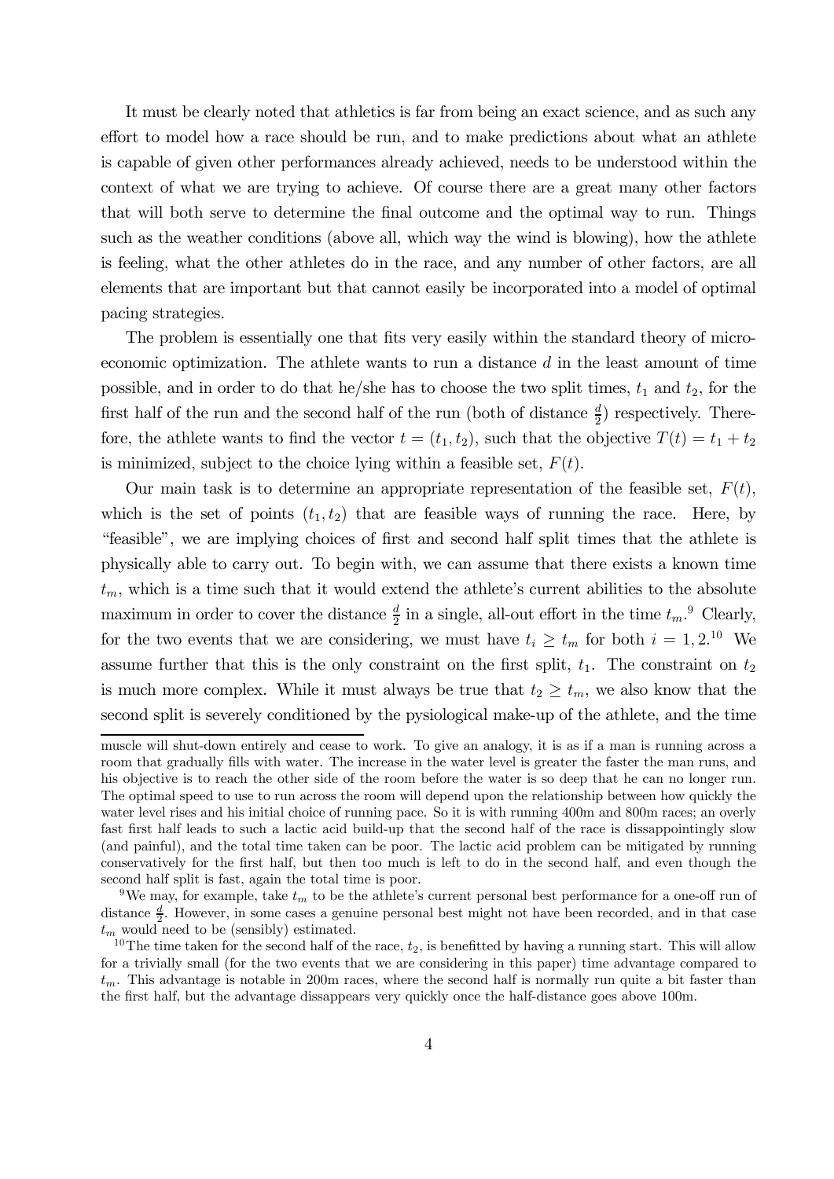It must be clearly noted that athletics is far from being an exact science, and as such any effort to model how a race should be run, and to make predictions about what an athlete is capable of given other performances already achieved, needs to be understood within the context of what we are trying to achieve. Of course there are a great many other factors that will both serve to determine the final outcome and the optimal way to run. Things such as the weather conditions (above all, which way the wind is blowing), how the athlete is feeling, what the other athletes do in the race, and any number of other factors, are all elements that are important but that cannot easily be incorporated into a model of optimal pacing strategies.

The problem is essentially one that fits very easily within the standard theory of microeconomic optimization. The athlete wants to run a distance $d$ in the least amount of time possible, and in order to do that he/she has to choose the two split times, $t_1$ and $t_2$, for the first half of the run and the second half of the run (both of distance $\frac{d}{2}$) respectively. Therefore, the athlete wants to find the vector $t = (t_1, t_2)$, such that the objective $T(t) = t_1 + t_2$ is minimized, subject to the choice lying within a feasible set, $F(t)$.

Our main task is to determine an appropriate representation of the feasible set, $F(t)$, which is the set of points $(t_1, t_2)$ that are feasible ways of running the race. Here, by "feasible", we are implying choices of first and second half split times that the athlete is physically able to carry out. To begin with, we can assume that there exists a known time $t_m$, which is a time such that it would extend the athlete's current abilities to the absolute maximum in order to cover the distance $\frac{d}{2}$ in a single, all-out effort in the time $t_m$.[9] Clearly, for the two events that we are considering, we must have $t_i \geq t_m$ for both $i = 1, 2$.[10] We assume further that this is the only constraint on the first split, $t_1$. The constraint on $t_2$ is much more complex. While it must always be true that $t_2 \geq t_m$, we also know that the second split is severely conditioned by the pysiological make-up of the athlete, and the time

muscle will shut-down entirely and cease to work. To give an analogy, it is as if a man is running across a room that gradually fills with water. The increase in the water level is greater the faster the man runs, and his objective is to reach the other side of the room before the water is so deep that he can no longer run. The optimal speed to use to run across the room will depend upon the relationship between how quickly the water level rises and his initial choice of running pace. So it is with running 400m and 800m races; an overly fast first half leads to such a lactic acid build-up that the second half of the race is dissappointingly slow (and painful), and the total time taken can be poor. The lactic acid problem can be mitigated by running conservatively for the first half, but then too much is left to do in the second half, and even though the second half split is fast, again the total time is poor.

[9] We may, for example, take $t_m$ to be the athlete's current personal best performance for a one-off run of distance $\frac{d}{2}$. However, in some cases a genuine personal best might not have been recorded, and in that case $t_m$ would need to be (sensibly) estimated.

[10] The time taken for the second half of the race, $t_2$, is benefitted by having a running start. This will allow for a trivially small (for the two events that we are considering in this paper) time advantage compared to $t_m$. This advantage is notable in 200m races, where the second half is normally run quite a bit faster than the first half, but the advantage dissappears very quickly once the half-distance goes above 100m.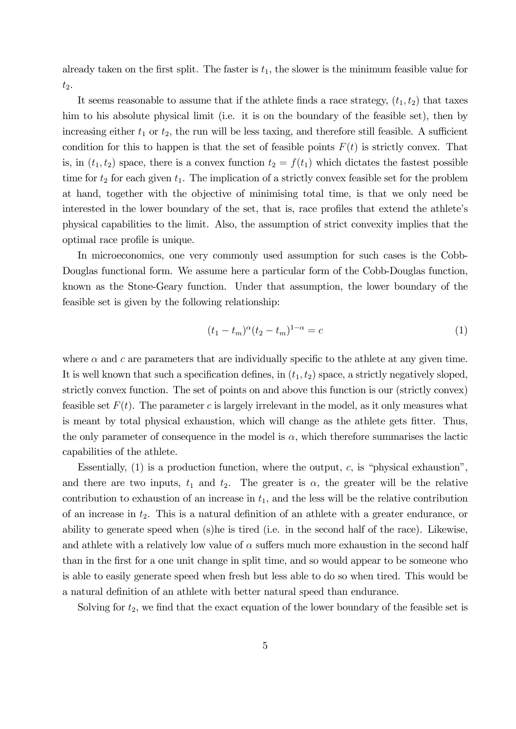already taken on the first split. The faster is $t_1$, the slower is the minimum feasible value for $t_2$.

It seems reasonable to assume that if the athlete finds a race strategy, $(t_1, t_2)$ that taxes him to his absolute physical limit (i.e. it is on the boundary of the feasible set), then by increasing either $t_1$ or $t_2$, the run will be less taxing, and therefore still feasible. A sufficient condition for this to happen is that the set of feasible points $F(t)$ is strictly convex. That is, in $(t_1, t_2)$ space, there is a convex function $t_2 = f(t_1)$ which dictates the fastest possible time for $t_2$ for each given $t_1$. The implication of a strictly convex feasible set for the problem at hand, together with the objective of minimising total time, is that we only need be interested in the lower boundary of the set, that is, race profiles that extend the athlete's physical capabilities to the limit. Also, the assumption of strict convexity implies that the optimal race profile is unique.

In microeconomics, one very commonly used assumption for such cases is the Cobb-Douglas functional form. We assume here a particular form of the Cobb-Douglas function, known as the Stone-Geary function. Under that assumption, the lower boundary of the feasible set is given by the following relationship:

$$(t_1 - t_m)^{\alpha}(t_2 - t_m)^{1-\alpha} = c \tag{1}$$

where $\alpha$ and $c$ are parameters that are individually specific to the athlete at any given time. It is well known that such a specification defines, in $(t_1, t_2)$ space, a strictly negatively sloped, strictly convex function. The set of points on and above this function is our (strictly convex) feasible set $F(t)$. The parameter $c$ is largely irrelevant in the model, as it only measures what is meant by total physical exhaustion, which will change as the athlete gets fitter. Thus, the only parameter of consequence in the model is $\alpha$, which therefore summarises the lactic capabilities of the athlete.

Essentially, (1) is a production function, where the output, $c$, is "physical exhaustion", and there are two inputs, $t_1$ and $t_2$. The greater is $\alpha$, the greater will be the relative contribution to exhaustion of an increase in $t_1$, and the less will be the relative contribution of an increase in $t_2$. This is a natural definition of an athlete with a greater endurance, or ability to generate speed when (s)he is tired (i.e. in the second half of the race). Likewise, and athlete with a relatively low value of $\alpha$ suffers much more exhaustion in the second half than in the first for a one unit change in split time, and so would appear to be someone who is able to easily generate speed when fresh but less able to do so when tired. This would be a natural definition of an athlete with better natural speed than endurance.

Solving for $t_2$, we find that the exact equation of the lower boundary of the feasible set is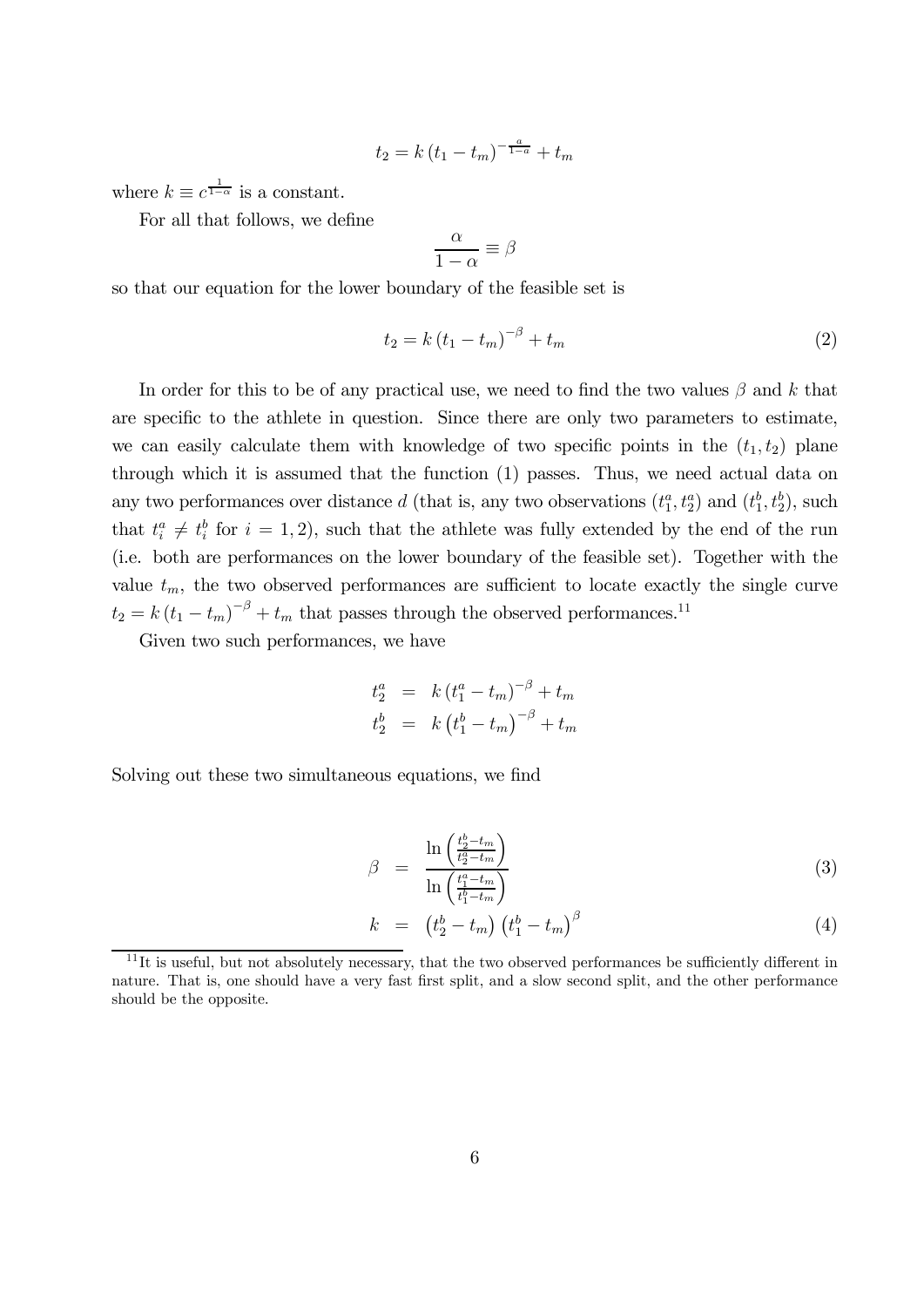$$t_2 = k\left(t_1 - t_m\right)^{-\frac{a}{1-a}} + t_m$$

where $k \equiv c^{\frac{1}{1-\alpha}}$ is a constant.

For all that follows, we define

$$\frac{\alpha}{1-\alpha} \equiv \beta$$

so that our equation for the lower boundary of the feasible set is

$$t_2 = k\left(t_1 - t_m\right)^{-\beta} + t_m \tag{2}$$

In order for this to be of any practical use, we need to find the two values $\beta$ and $k$ that are specific to the athlete in question. Since there are only two parameters to estimate, we can easily calculate them with knowledge of two specific points in the $(t_1, t_2)$ plane through which it is assumed that the function (1) passes. Thus, we need actual data on any two performances over distance $d$ (that is, any two observations $(t_1^a, t_2^a)$ and $(t_1^b, t_2^b)$, such that $t_i^a \neq t_i^b$ for $i = 1, 2$), such that the athlete was fully extended by the end of the run (i.e. both are performances on the lower boundary of the feasible set). Together with the value $t_m$, the two observed performances are sufficient to locate exactly the single curve $t_2 = k\left(t_1 - t_m\right)^{-\beta} + t_m$ that passes through the observed performances.[11]

Given two such performances, we have

$$\begin{aligned}
t_2^a &= k\left(t_1^a - t_m\right)^{-\beta} + t_m \\
t_2^b &= k\left(t_1^b - t_m\right)^{-\beta} + t_m
\end{aligned}$$

Solving out these two simultaneous equations, we find

$$\beta = \frac{\ln\left(\frac{t_2^b - t_m}{t_2^a - t_m}\right)}{\ln\left(\frac{t_1^a - t_m}{t_1^b - t_m}\right)} \tag{3}$$

$$k = \left(t_2^b - t_m\right)\left(t_1^b - t_m\right)^{\beta} \tag{4}$$

[11] It is useful, but not absolutely necessary, that the two observed performances be sufficiently different in nature. That is, one should have a very fast first split, and a slow second split, and the other performance should be the opposite.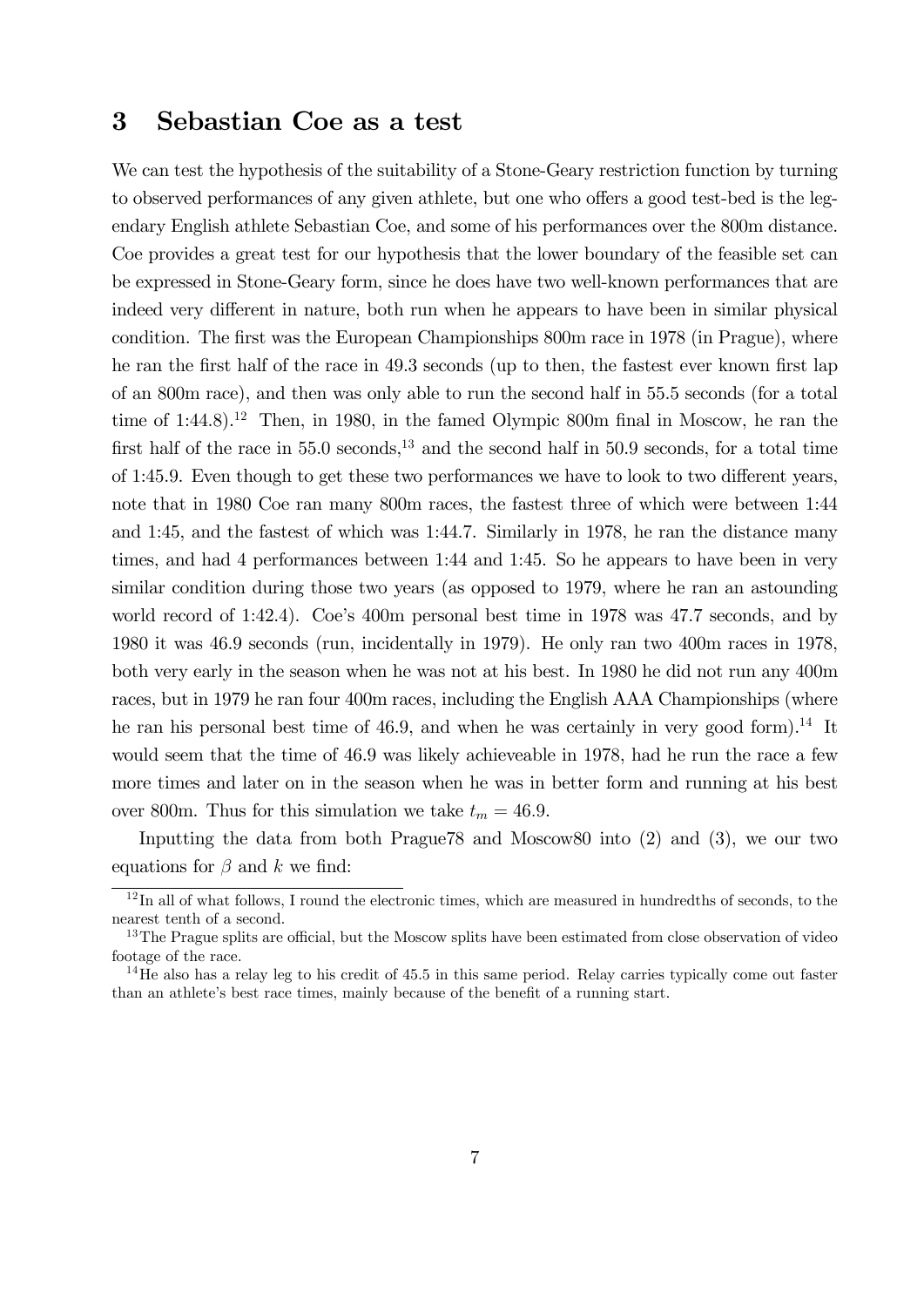## 3 Sebastian Coe as a test

We can test the hypothesis of the suitability of a Stone-Geary restriction function by turning to observed performances of any given athlete, but one who offers a good test-bed is the legendary English athlete Sebastian Coe, and some of his performances over the 800m distance. Coe provides a great test for our hypothesis that the lower boundary of the feasible set can be expressed in Stone-Geary form, since he does have two well-known performances that are indeed very different in nature, both run when he appears to have been in similar physical condition. The first was the European Championships 800m race in 1978 (in Prague), where he ran the first half of the race in 49.3 seconds (up to then, the fastest ever known first lap of an 800m race), and then was only able to run the second half in 55.5 seconds (for a total time of 1:44.8).[12] Then, in 1980, in the famed Olympic 800m final in Moscow, he ran the first half of the race in 55.0 seconds,[13] and the second half in 50.9 seconds, for a total time of 1:45.9. Even though to get these two performances we have to look to two different years, note that in 1980 Coe ran many 800m races, the fastest three of which were between 1:44 and 1:45, and the fastest of which was 1:44.7. Similarly in 1978, he ran the distance many times, and had 4 performances between 1:44 and 1:45. So he appears to have been in very similar condition during those two years (as opposed to 1979, where he ran an astounding world record of 1:42.4). Coe's 400m personal best time in 1978 was 47.7 seconds, and by 1980 it was 46.9 seconds (run, incidentally in 1979). He only ran two 400m races in 1978, both very early in the season when he was not at his best. In 1980 he did not run any 400m races, but in 1979 he ran four 400m races, including the English AAA Championships (where he ran his personal best time of 46.9, and when he was certainly in very good form).[14] It would seem that the time of 46.9 was likely achieveable in 1978, had he run the race a few more times and later on in the season when he was in better form and running at his best over 800m. Thus for this simulation we take $t_m = 46.9$.

Inputting the data from both Prague78 and Moscow80 into (2) and (3), we our two equations for $\beta$ and $k$ we find:

[12] In all of what follows, I round the electronic times, which are measured in hundredths of seconds, to the nearest tenth of a second.

[13] The Prague splits are official, but the Moscow splits have been estimated from close observation of video footage of the race.

[14] He also has a relay leg to his credit of 45.5 in this same period. Relay carries typically come out faster than an athlete's best race times, mainly because of the benefit of a running start.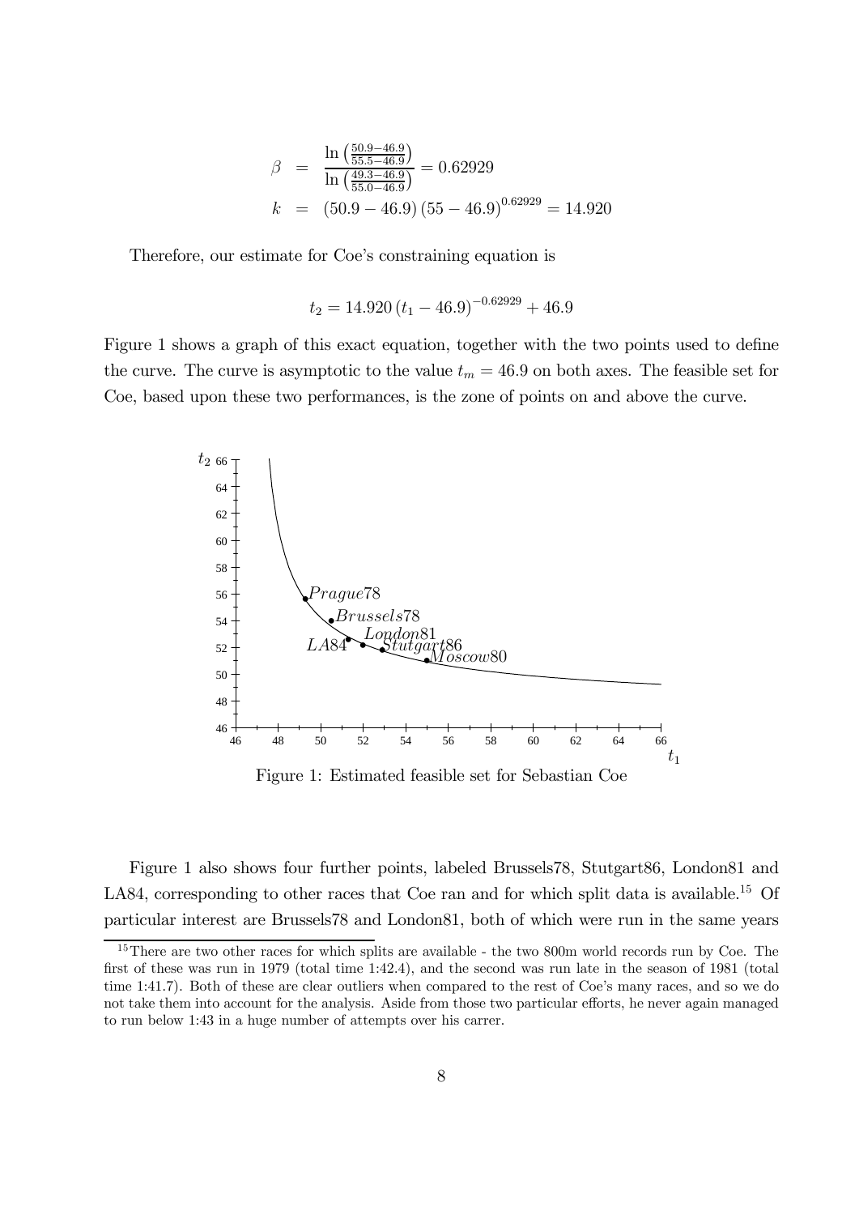$$
\begin{aligned}
\beta &= \frac{\ln\left(\frac{50.9-46.9}{55.5-46.9}\right)}{\ln\left(\frac{49.3-46.9}{55.0-46.9}\right)} = 0.62929 \\
k &= (50.9-46.9)(55-46.9)^{0.62929} = 14.920
\end{aligned}
$$

Therefore, our estimate for Coe's constraining equation is

$$
t_2 = 14.920\,(t_1 - 46.9)^{-0.62929} + 46.9
$$

Figure 1 shows a graph of this exact equation, together with the two points used to define the curve. The curve is asymptotic to the value $t_m = 46.9$ on both axes. The feasible set for Coe, based upon these two performances, is the zone of points on and above the curve.

Figure 1: Estimated feasible set for Sebastian Coe

Figure 1 also shows four further points, labeled Brussels78, Stutgart86, London81 and LA84, corresponding to other races that Coe ran and for which split data is available.[15] Of particular interest are Brussels78 and London81, both of which were run in the same years

[15] There are two other races for which splits are available - the two 800m world records run by Coe. The first of these was run in 1979 (total time 1:42.4), and the second was run late in the season of 1981 (total time 1:41.7). Both of these are clear outliers when compared to the rest of Coe's many races, and so we do not take them into account for the analysis. Aside from those two particular efforts, he never again managed to run below 1:43 in a huge number of attempts over his carrer.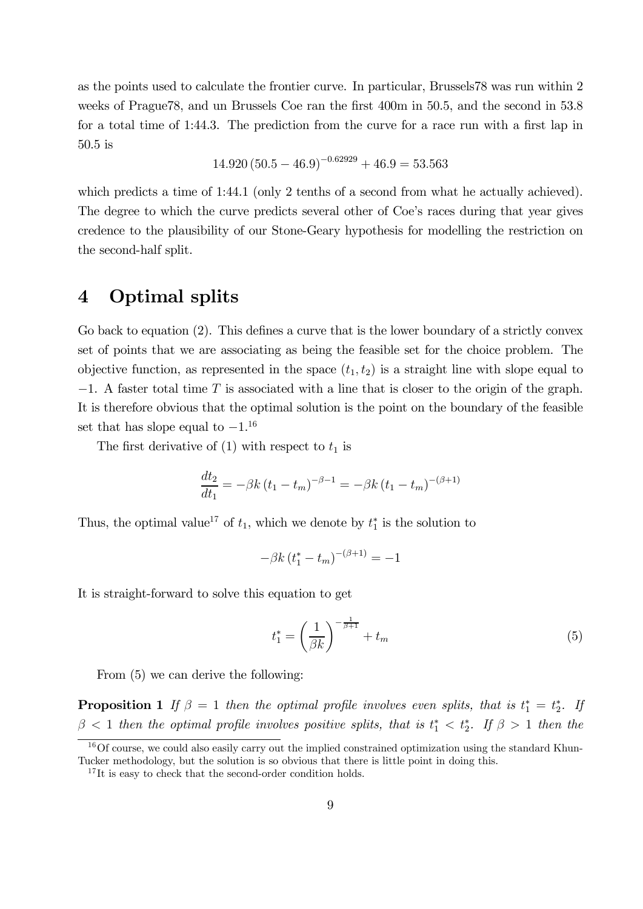as the points used to calculate the frontier curve. In particular, Brussels78 was run within 2 weeks of Prague78, and un Brussels Coe ran the first 400m in 50.5, and the second in 53.8 for a total time of 1:44.3. The prediction from the curve for a race run with a first lap in 50.5 is

$$14.920\,(50.5 - 46.9)^{-0.62929} + 46.9 = 53.563$$

which predicts a time of 1:44.1 (only 2 tenths of a second from what he actually achieved). The degree to which the curve predicts several other of Coe's races during that year gives credence to the plausibility of our Stone-Geary hypothesis for modelling the restriction on the second-half split.

# 4 Optimal splits

Go back to equation (2). This defines a curve that is the lower boundary of a strictly convex set of points that we are associating as being the feasible set for the choice problem. The objective function, as represented in the space $(t_1, t_2)$ is a straight line with slope equal to $-1$. A faster total time $T$ is associated with a line that is closer to the origin of the graph. It is therefore obvious that the optimal solution is the point on the boundary of the feasible set that has slope equal to $-1$.[16]

The first derivative of (1) with respect to $t_1$ is

$$\frac{dt_2}{dt_1} = -\beta k\,(t_1 - t_m)^{-\beta-1} = -\beta k\,(t_1 - t_m)^{-(\beta+1)}$$

Thus, the optimal value[17] of $t_1$, which we denote by $t_1^*$ is the solution to

$$-\beta k\,(t_1^* - t_m)^{-(\beta+1)} = -1$$

It is straight-forward to solve this equation to get

$$t_1^* = \left(\frac{1}{\beta k}\right)^{-\frac{1}{\beta+1}} + t_m \tag{5}$$

From (5) we can derive the following:

**Proposition 1** *If $\beta = 1$ then the optimal profile involves even splits, that is $t_1^* = t_2^*$. If $\beta < 1$ then the optimal profile involves positive splits, that is $t_1^* < t_2^*$. If $\beta > 1$ then the*

---

[16] Of course, we could also easily carry out the implied constrained optimization using the standard Khun-Tucker methodology, but the solution is so obvious that there is little point in doing this.

[17] It is easy to check that the second-order condition holds.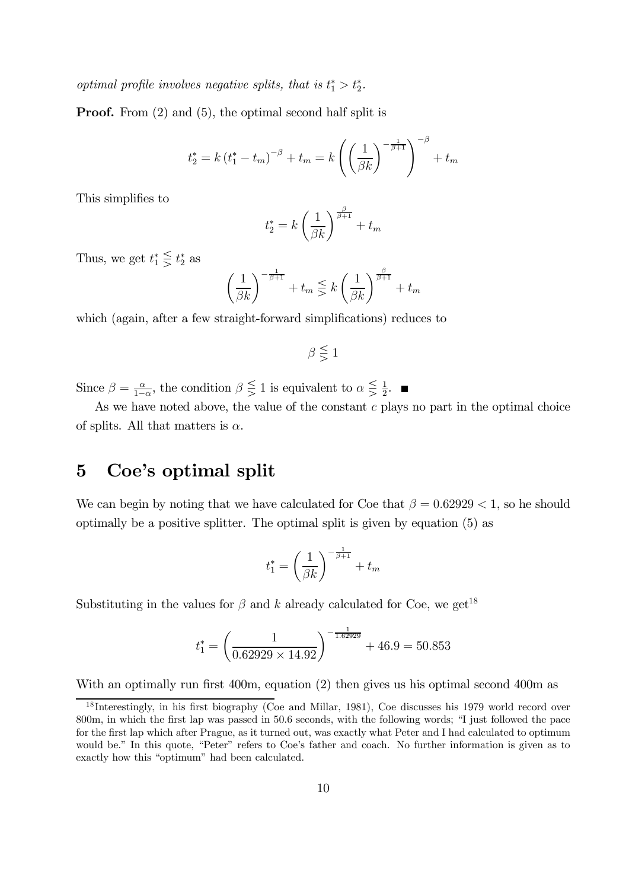*optimal profile involves negative splits, that is* $t_1^* > t_2^*$.

**Proof.** From (2) and (5), the optimal second half split is

$$t_2^* = k\left(t_1^* - t_m\right)^{-\beta} + t_m = k\left(\left(\frac{1}{\beta k}\right)^{-\frac{1}{\beta+1}}\right)^{-\beta} + t_m$$

This simplifies to

$$t_2^* = k\left(\frac{1}{\beta k}\right)^{\frac{\beta}{\beta+1}} + t_m$$

Thus, we get $t_1^* \lesseqqgtr t_2^*$ as

$$\left(\frac{1}{\beta k}\right)^{-\frac{1}{\beta+1}} + t_m \lesseqqgtr k\left(\frac{1}{\beta k}\right)^{\frac{\beta}{\beta+1}} + t_m$$

which (again, after a few straight-forward simplifications) reduces to

$$\beta \lesseqqgtr 1$$

Since $\beta = \frac{\alpha}{1-\alpha}$, the condition $\beta \lesseqqgtr 1$ is equivalent to $\alpha \lesseqqgtr \frac{1}{2}$. ■

As we have noted above, the value of the constant $c$ plays no part in the optimal choice of splits. All that matters is $\alpha$.

## 5 Coe's optimal split

We can begin by noting that we have calculated for Coe that $\beta = 0.62929 < 1$, so he should optimally be a positive splitter. The optimal split is given by equation (5) as

$$t_1^* = \left(\frac{1}{\beta k}\right)^{-\frac{1}{\beta+1}} + t_m$$

Substituting in the values for $\beta$ and $k$ already calculated for Coe, we get[18]

$$t_1^* = \left(\frac{1}{0.62929 \times 14.92}\right)^{-\frac{1}{1.62929}} + 46.9 = 50.853$$

With an optimally run first 400m, equation (2) then gives us his optimal second 400m as

[18] Interestingly, in his first biography (Coe and Millar, 1981), Coe discusses his 1979 world record over 800m, in which the first lap was passed in 50.6 seconds, with the following words; "I just followed the pace for the first lap which after Prague, as it turned out, was exactly what Peter and I had calculated to optimum would be." In this quote, "Peter" refers to Coe's father and coach. No further information is given as to exactly how this "optimum" had been calculated.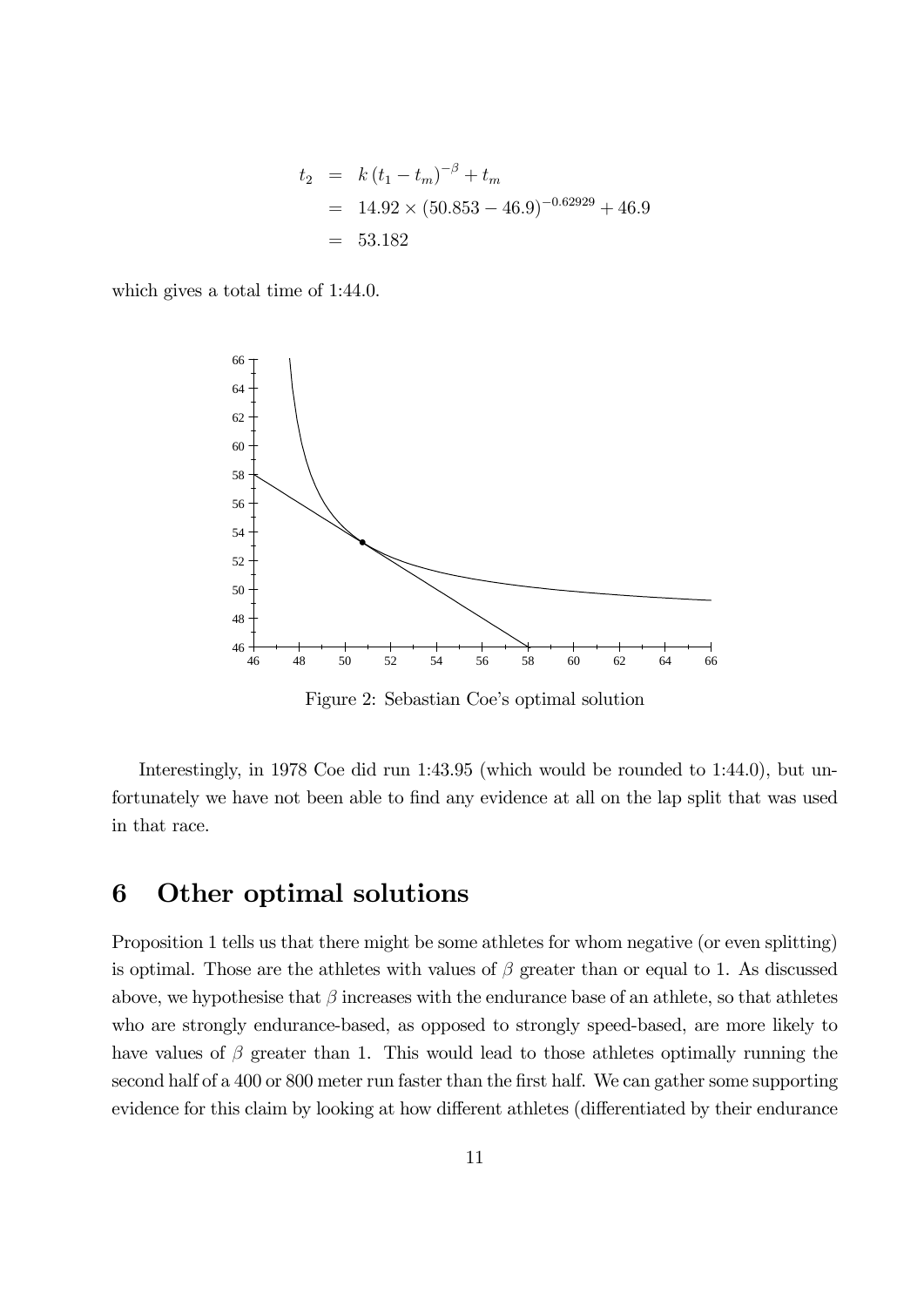$$
\begin{aligned}
t_2 &= k\left(t_1 - t_m\right)^{-\beta} + t_m \\
&= 14.92 \times (50.853 - 46.9)^{-0.62929} + 46.9 \\
&= 53.182
\end{aligned}
$$

which gives a total time of 1:44.0.

Figure 2: Sebastian Coe's optimal solution

Interestingly, in 1978 Coe did run 1:43.95 (which would be rounded to 1:44.0), but unfortunately we have not been able to find any evidence at all on the lap split that was used in that race.

## 6 Other optimal solutions

Proposition 1 tells us that there might be some athletes for whom negative (or even splitting) is optimal. Those are the athletes with values of $\beta$ greater than or equal to 1. As discussed above, we hypothesise that $\beta$ increases with the endurance base of an athlete, so that athletes who are strongly endurance-based, as opposed to strongly speed-based, are more likely to have values of $\beta$ greater than 1. This would lead to those athletes optimally running the second half of a 400 or 800 meter run faster than the first half. We can gather some supporting evidence for this claim by looking at how different athletes (differentiated by their endurance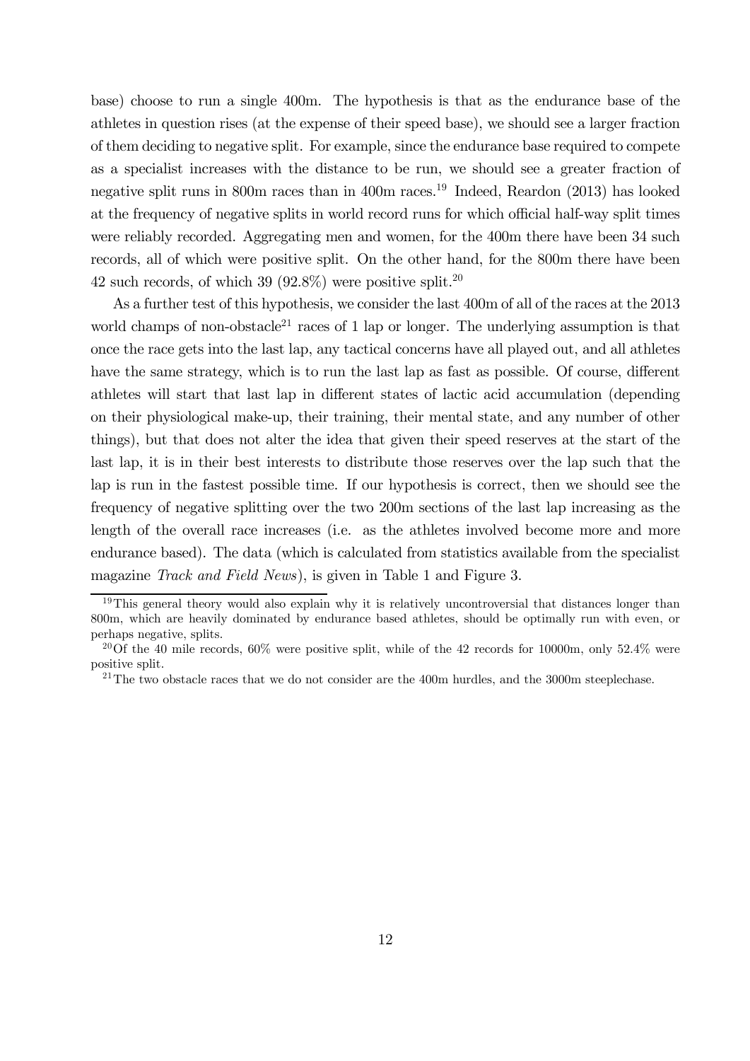base) choose to run a single 400m. The hypothesis is that as the endurance base of the athletes in question rises (at the expense of their speed base), we should see a larger fraction of them deciding to negative split. For example, since the endurance base required to compete as a specialist increases with the distance to be run, we should see a greater fraction of negative split runs in 800m races than in 400m races.[19] Indeed, Reardon (2013) has looked at the frequency of negative splits in world record runs for which official half-way split times were reliably recorded. Aggregating men and women, for the 400m there have been 34 such records, all of which were positive split. On the other hand, for the 800m there have been 42 such records, of which 39 (92.8%) were positive split.[20]

As a further test of this hypothesis, we consider the last 400m of all of the races at the 2013 world champs of non-obstacle[21] races of 1 lap or longer. The underlying assumption is that once the race gets into the last lap, any tactical concerns have all played out, and all athletes have the same strategy, which is to run the last lap as fast as possible. Of course, different athletes will start that last lap in different states of lactic acid accumulation (depending on their physiological make-up, their training, their mental state, and any number of other things), but that does not alter the idea that given their speed reserves at the start of the last lap, it is in their best interests to distribute those reserves over the lap such that the lap is run in the fastest possible time. If our hypothesis is correct, then we should see the frequency of negative splitting over the two 200m sections of the last lap increasing as the length of the overall race increases (i.e. as the athletes involved become more and more endurance based). The data (which is calculated from statistics available from the specialist magazine *Track and Field News*), is given in Table 1 and Figure 3.

---

[19] This general theory would also explain why it is relatively uncontroversial that distances longer than 800m, which are heavily dominated by endurance based athletes, should be optimally run with even, or perhaps negative, splits.

[20] Of the 40 mile records, 60% were positive split, while of the 42 records for 10000m, only 52.4% were positive split.

[21] The two obstacle races that we do not consider are the 400m hurdles, and the 3000m steeplechase.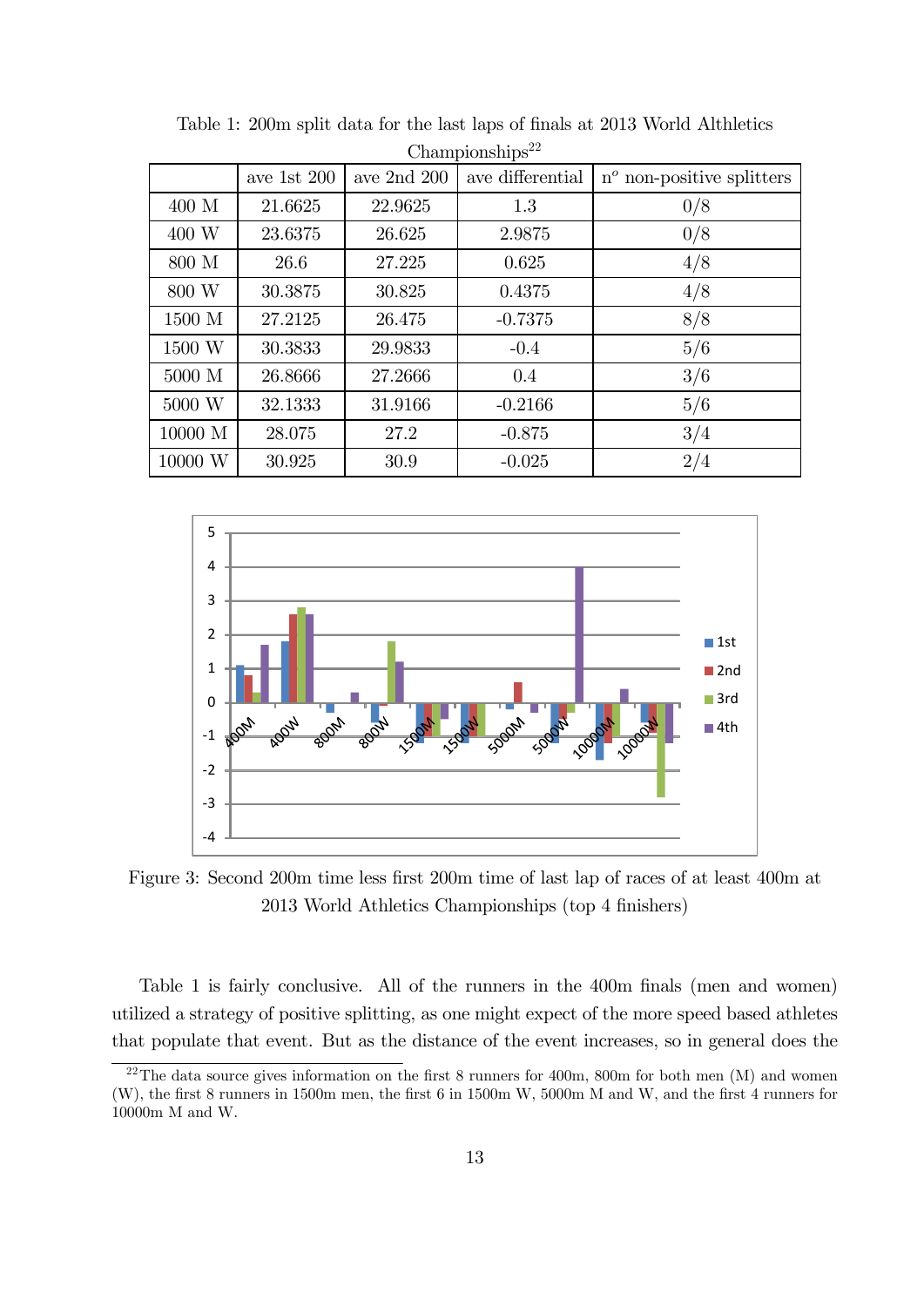Table 1: 200m split data for the last laps of finals at 2013 World Althletics Championships[22]

| | ave 1st 200 | ave 2nd 200 | ave differential | n$^o$ non-positive splitters |
|---|---|---|---|---|
| 400 M | 21.6625 | 22.9625 | 1.3 | 0/8 |
| 400 W | 23.6375 | 26.625 | 2.9875 | 0/8 |
| 800 M | 26.6 | 27.225 | 0.625 | 4/8 |
| 800 W | 30.3875 | 30.825 | 0.4375 | 4/8 |
| 1500 M | 27.2125 | 26.475 | -0.7375 | 8/8 |
| 1500 W | 30.3833 | 29.9833 | -0.4 | 5/6 |
| 5000 M | 26.8666 | 27.2666 | 0.4 | 3/6 |
| 5000 W | 32.1333 | 31.9166 | -0.2166 | 5/6 |
| 10000 M | 28.075 | 27.2 | -0.875 | 3/4 |
| 10000 W | 30.925 | 30.9 | -0.025 | 2/4 |

Figure 3: Second 200m time less first 200m time of last lap of races of at least 400m at 2013 World Athletics Championships (top 4 finishers)

Table 1 is fairly conclusive. All of the runners in the 400m finals (men and women) utilized a strategy of positive splitting, as one might expect of the more speed based athletes that populate that event. But as the distance of the event increases, so in general does the

[22] The data source gives information on the first 8 runners for 400m, 800m for both men (M) and women (W), the first 8 runners in 1500m men, the first 6 in 1500m W, 5000m M and W, and the first 4 runners for 10000m M and W.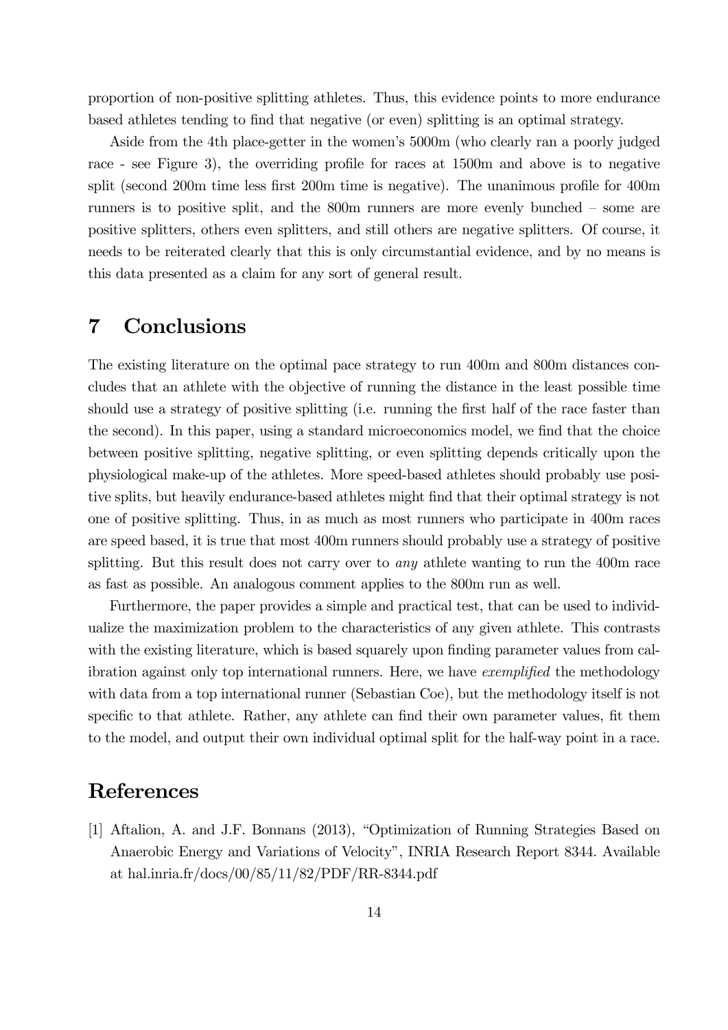proportion of non-positive splitting athletes. Thus, this evidence points to more endurance based athletes tending to find that negative (or even) splitting is an optimal strategy.

Aside from the 4th place-getter in the women's 5000m (who clearly ran a poorly judged race - see Figure 3), the overriding profile for races at 1500m and above is to negative split (second 200m time less first 200m time is negative). The unanimous profile for 400m runners is to positive split, and the 800m runners are more evenly bunched – some are positive splitters, others even splitters, and still others are negative splitters. Of course, it needs to be reiterated clearly that this is only circumstantial evidence, and by no means is this data presented as a claim for any sort of general result.

# 7 Conclusions

The existing literature on the optimal pace strategy to run 400m and 800m distances concludes that an athlete with the objective of running the distance in the least possible time should use a strategy of positive splitting (i.e. running the first half of the race faster than the second). In this paper, using a standard microeconomics model, we find that the choice between positive splitting, negative splitting, or even splitting depends critically upon the physiological make-up of the athletes. More speed-based athletes should probably use positive splits, but heavily endurance-based athletes might find that their optimal strategy is not one of positive splitting. Thus, in as much as most runners who participate in 400m races are speed based, it is true that most 400m runners should probably use a strategy of positive splitting. But this result does not carry over to *any* athlete wanting to run the 400m race as fast as possible. An analogous comment applies to the 800m run as well.

Furthermore, the paper provides a simple and practical test, that can be used to individualize the maximization problem to the characteristics of any given athlete. This contrasts with the existing literature, which is based squarely upon finding parameter values from calibration against only top international runners. Here, we have *exemplified* the methodology with data from a top international runner (Sebastian Coe), but the methodology itself is not specific to that athlete. Rather, any athlete can find their own parameter values, fit them to the model, and output their own individual optimal split for the half-way point in a race.

# References

[1] Aftalion, A. and J.F. Bonnans (2013), "Optimization of Running Strategies Based on Anaerobic Energy and Variations of Velocity", INRIA Research Report 8344. Available at hal.inria.fr/docs/00/85/11/82/PDF/RR-8344.pdf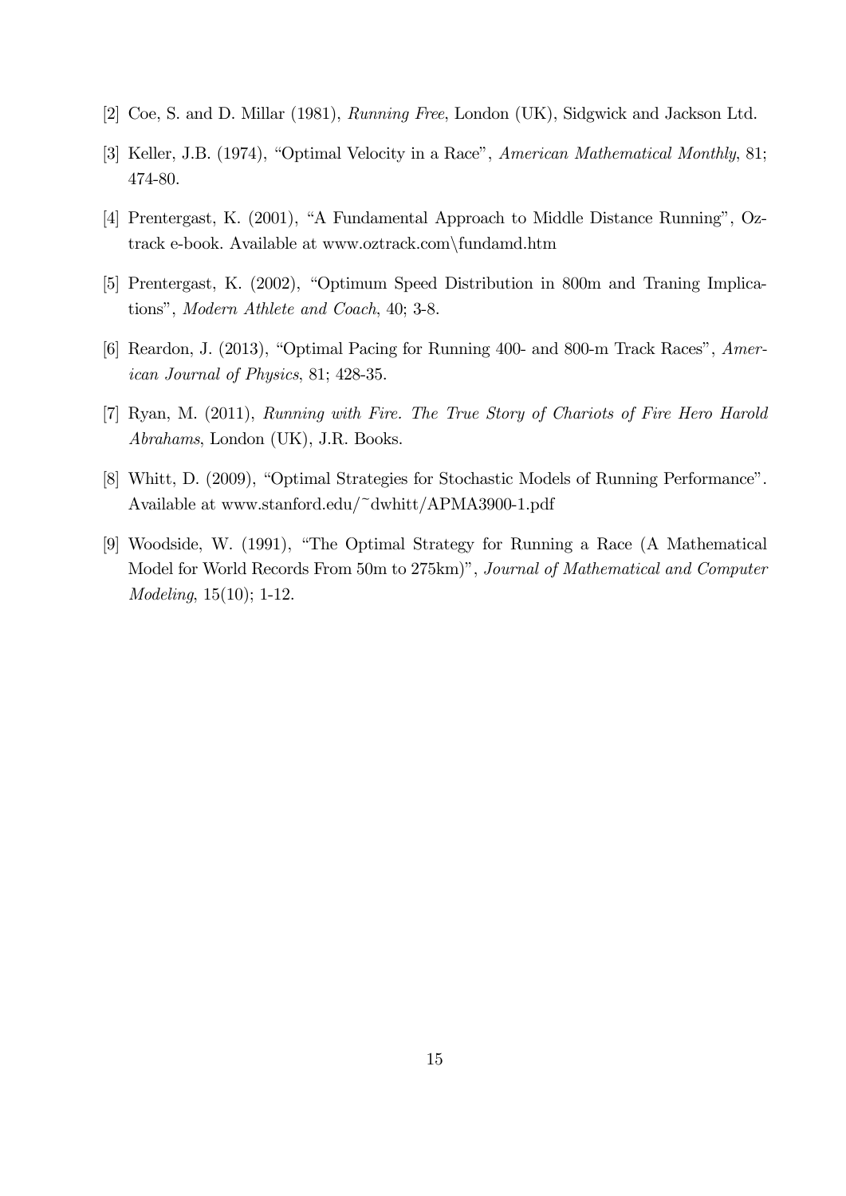[2] Coe, S. and D. Millar (1981), *Running Free*, London (UK), Sidgwick and Jackson Ltd.

[3] Keller, J.B. (1974), "Optimal Velocity in a Race", *American Mathematical Monthly*, 81; 474-80.

[4] Prentergast, K. (2001), "A Fundamental Approach to Middle Distance Running", Oztrack e-book. Available at www.oztrack.com\fundamd.htm

[5] Prentergast, K. (2002), "Optimum Speed Distribution in 800m and Traning Implications", *Modern Athlete and Coach*, 40; 3-8.

[6] Reardon, J. (2013), "Optimal Pacing for Running 400- and 800-m Track Races", *American Journal of Physics*, 81; 428-35.

[7] Ryan, M. (2011), *Running with Fire. The True Story of Chariots of Fire Hero Harold Abrahams*, London (UK), J.R. Books.

[8] Whitt, D. (2009), "Optimal Strategies for Stochastic Models of Running Performance". Available at www.stanford.edu/~dwhitt/APMA3900-1.pdf

[9] Woodside, W. (1991), "The Optimal Strategy for Running a Race (A Mathematical Model for World Records From 50m to 275km)", *Journal of Mathematical and Computer Modeling*, 15(10); 1-12.